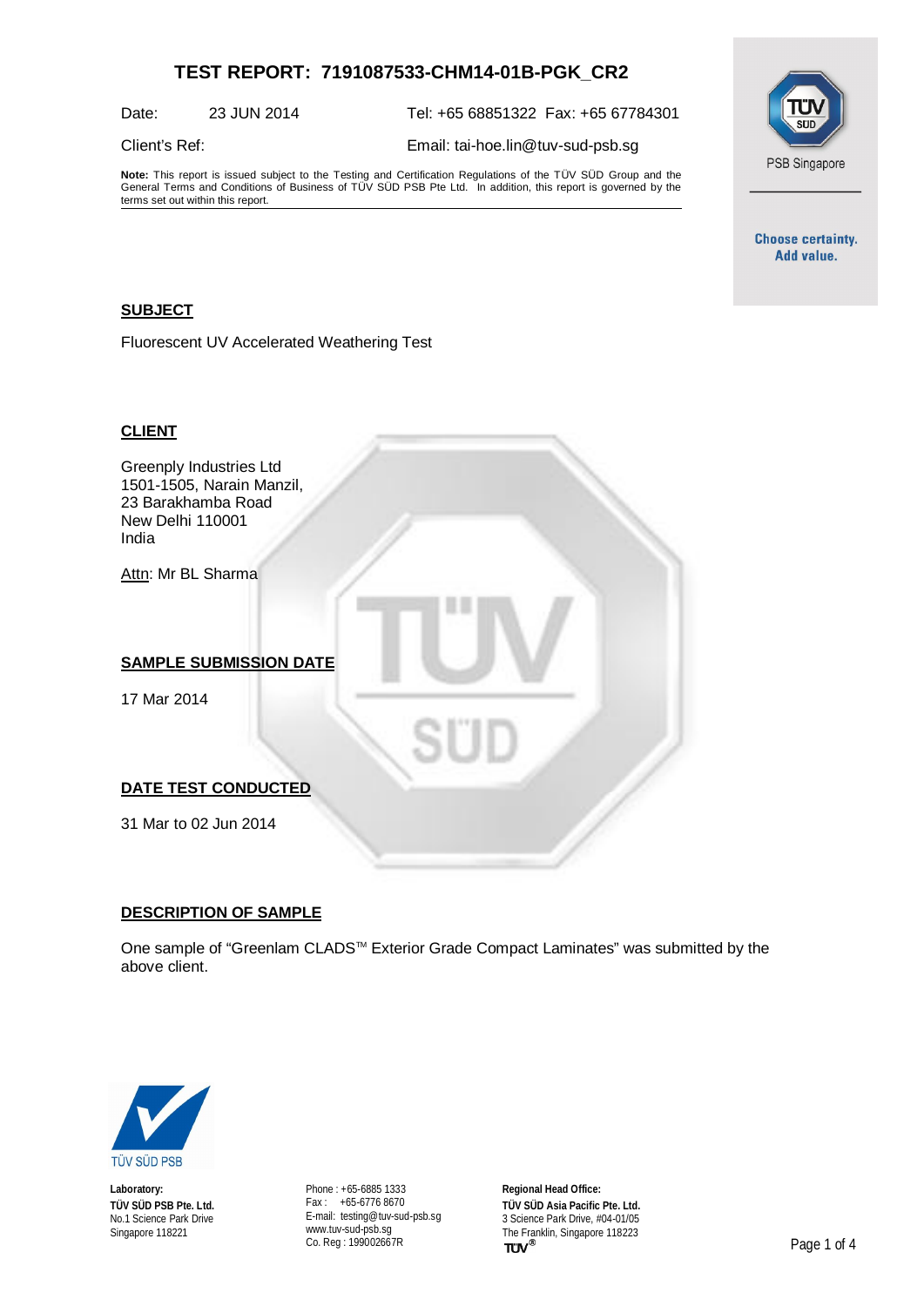# TEST REPORT: 7191087533-CHM14-01B-PGK_CR2

Date: 23 JUN 2014 Tel: +65 68851322 Fax: +65 67784301

Client's Ref: Email: tai-hoe.lin@tuv-sud-psb.sg

**Note:** This report is issued subject to the Testing and Certification Regulations of the TÜV SÜD Group and the General Terms and Conditions of Business of TÜV SÜD PSB Pte Ltd. In addition, this report is governed by the terms set out within this report.

PSB Singapore

**Choose certainty. Add value.**

## SUBJECT

Fluorescent UV Accelerated Weathering Test

## CLIENT

Greenply Industries Ltd
1501-1505, Narain Manzil,
23 Barakhamba Road
New Delhi 110001
India

Attn: Mr BL Sharma

## SAMPLE SUBMISSION DATE

17 Mar 2014

## DATE TEST CONDUCTED

31 Mar to 02 Jun 2014

## DESCRIPTION OF SAMPLE

One sample of "Greenlam CLADS™ Exterior Grade Compact Laminates" was submitted by the above client.

**Laboratory:**
**TÜV SÜD PSB Pte. Ltd.**
No.1 Science Park Drive
Singapore 118221

Phone : +65-6885 1333
Fax : +65-6776 8670
E-mail: testing@tuv-sud-psb.sg
www.tuv-sud-psb.sg
Co. Reg : 199002667R

**Regional Head Office:**
**TÜV SÜD Asia Pacific Pte. Ltd.**
3 Science Park Drive, #04-01/05
The Franklin, Singapore 118223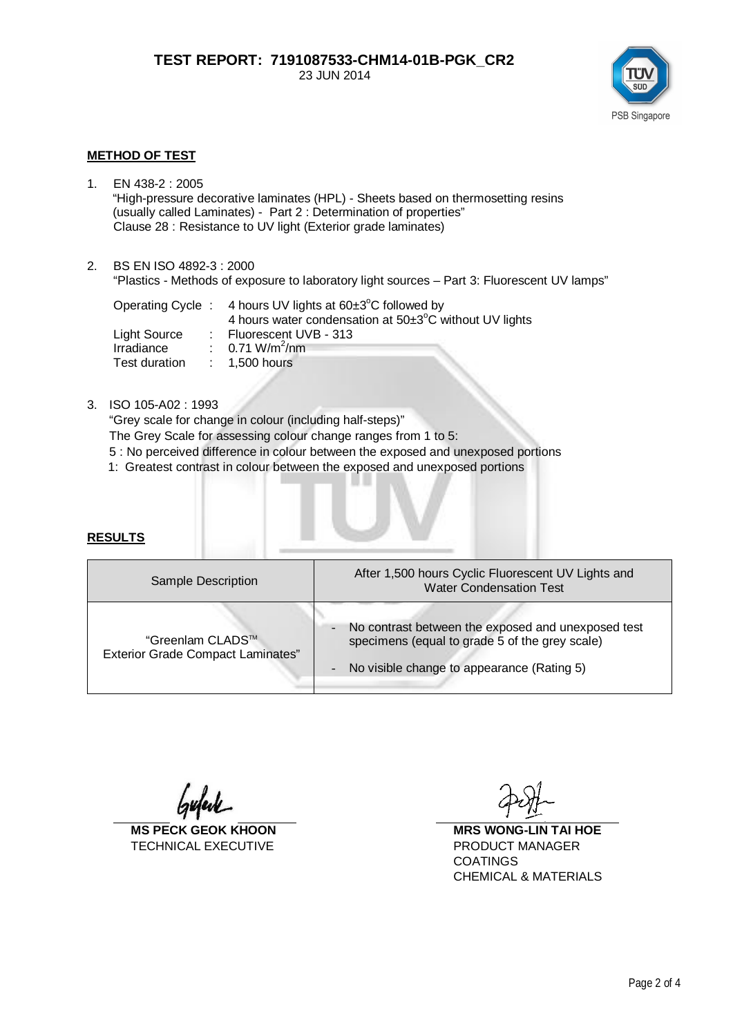**TEST REPORT: 7191087533-CHM14-01B-PGK_CR2**
23 JUN 2014

## METHOD OF TEST

1. EN 438-2 : 2005
   "High-pressure decorative laminates (HPL) - Sheets based on thermosetting resins (usually called Laminates) - Part 2 : Determination of properties"
   Clause 28 : Resistance to UV light (Exterior grade laminates)

2. BS EN ISO 4892-3 : 2000
   "Plastics - Methods of exposure to laboratory light sources – Part 3: Fluorescent UV lamps"

   | | | |
   |---|---|---|
   | Operating Cycle | : | 4 hours UV lights at 60±3°C followed by 4 hours water condensation at 50±3°C without UV lights |
   | Light Source | : | Fluorescent UVB - 313 |
   | Irradiance | : | 0.71 $W/m^2/nm$ |
   | Test duration | : | 1,500 hours |

3. ISO 105-A02 : 1993
   "Grey scale for change in colour (including half-steps)"
   The Grey Scale for assessing colour change ranges from 1 to 5:
   5 : No perceived difference in colour between the exposed and unexposed portions
   1: Greatest contrast in colour between the exposed and unexposed portions

## RESULTS

| Sample Description | After 1,500 hours Cyclic Fluorescent UV Lights and Water Condensation Test |
|---|---|
| "Greenlam CLADS™ Exterior Grade Compact Laminates" | - No contrast between the exposed and unexposed test specimens (equal to grade 5 of the grey scale)<br>- No visible change to appearance (Rating 5) |

**MS PECK GEOK KHOON**
TECHNICAL EXECUTIVE

**MRS WONG-LIN TAI HOE**
PRODUCT MANAGER
COATINGS
CHEMICAL & MATERIALS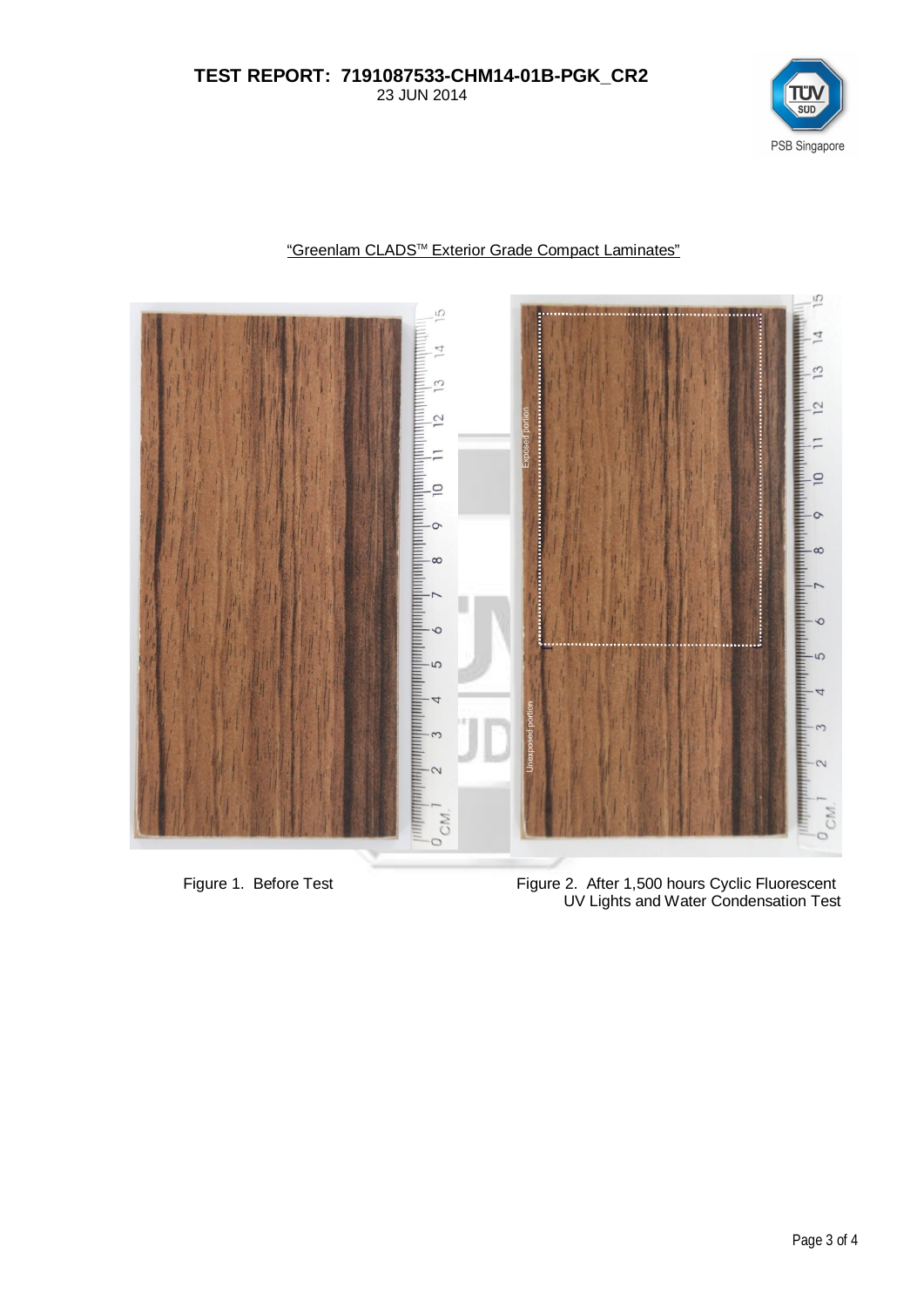“Greenlam CLADS™ Exterior Grade Compact Laminates”

Figure 1. Before Test

Figure 2. After 1,500 hours Cyclic Fluorescent UV Lights and Water Condensation Test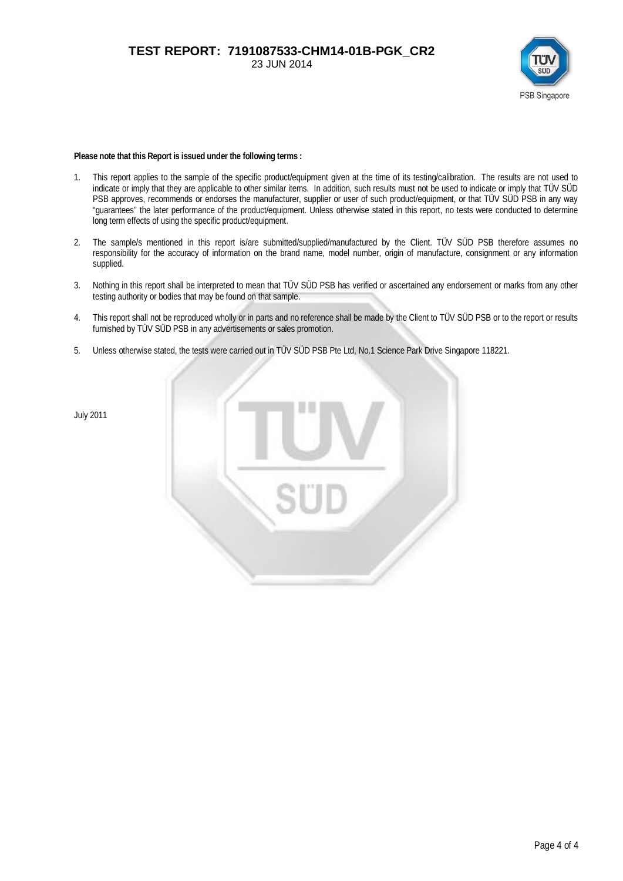**Please note that this Report is issued under the following terms :**

1. This report applies to the sample of the specific product/equipment given at the time of its testing/calibration. The results are not used to indicate or imply that they are applicable to other similar items. In addition, such results must not be used to indicate or imply that TÜV SÜD PSB approves, recommends or endorses the manufacturer, supplier or user of such product/equipment, or that TÜV SÜD PSB in any way "guarantees" the later performance of the product/equipment. Unless otherwise stated in this report, no tests were conducted to determine long term effects of using the specific product/equipment.

2. The sample/s mentioned in this report is/are submitted/supplied/manufactured by the Client. TÜV SÜD PSB therefore assumes no responsibility for the accuracy of information on the brand name, model number, origin of manufacture, consignment or any information supplied.

3. Nothing in this report shall be interpreted to mean that TÜV SÜD PSB has verified or ascertained any endorsement or marks from any other testing authority or bodies that may be found on that sample.

4. This report shall not be reproduced wholly or in parts and no reference shall be made by the Client to TÜV SÜD PSB or to the report or results furnished by TÜV SÜD PSB in any advertisements or sales promotion.

5. Unless otherwise stated, the tests were carried out in TÜV SÜD PSB Pte Ltd, No.1 Science Park Drive Singapore 118221.

July 2011